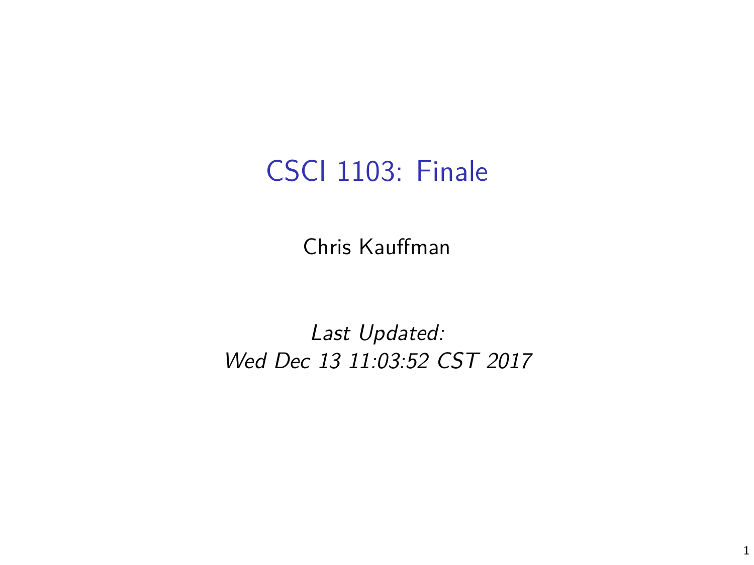# CSCI 1103: Finale

Chris Kauffman

*Last Updated:*
*Wed Dec 13 11:03:52 CST 2017*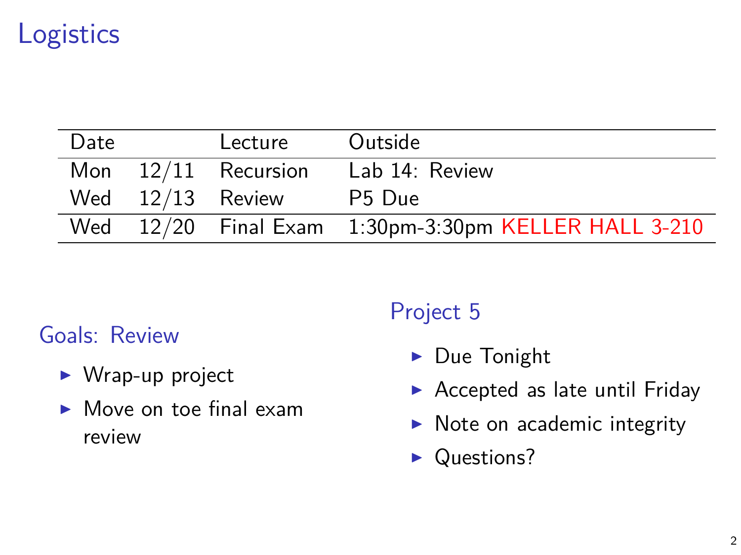# Logistics

| Date | | Lecture | Outside |
|---|---|---|---|
| Mon | 12/11 | Recursion | Lab 14: Review |
| Wed | 12/13 | Review | P5 Due |
| Wed | 12/20 | Final Exam | 1:30pm-3:30pm KELLER HALL 3-210 |

## Goals: Review

- Wrap-up project
- Move on toe final exam review

## Project 5

- Due Tonight
- Accepted as late until Friday
- Note on academic integrity
- Questions?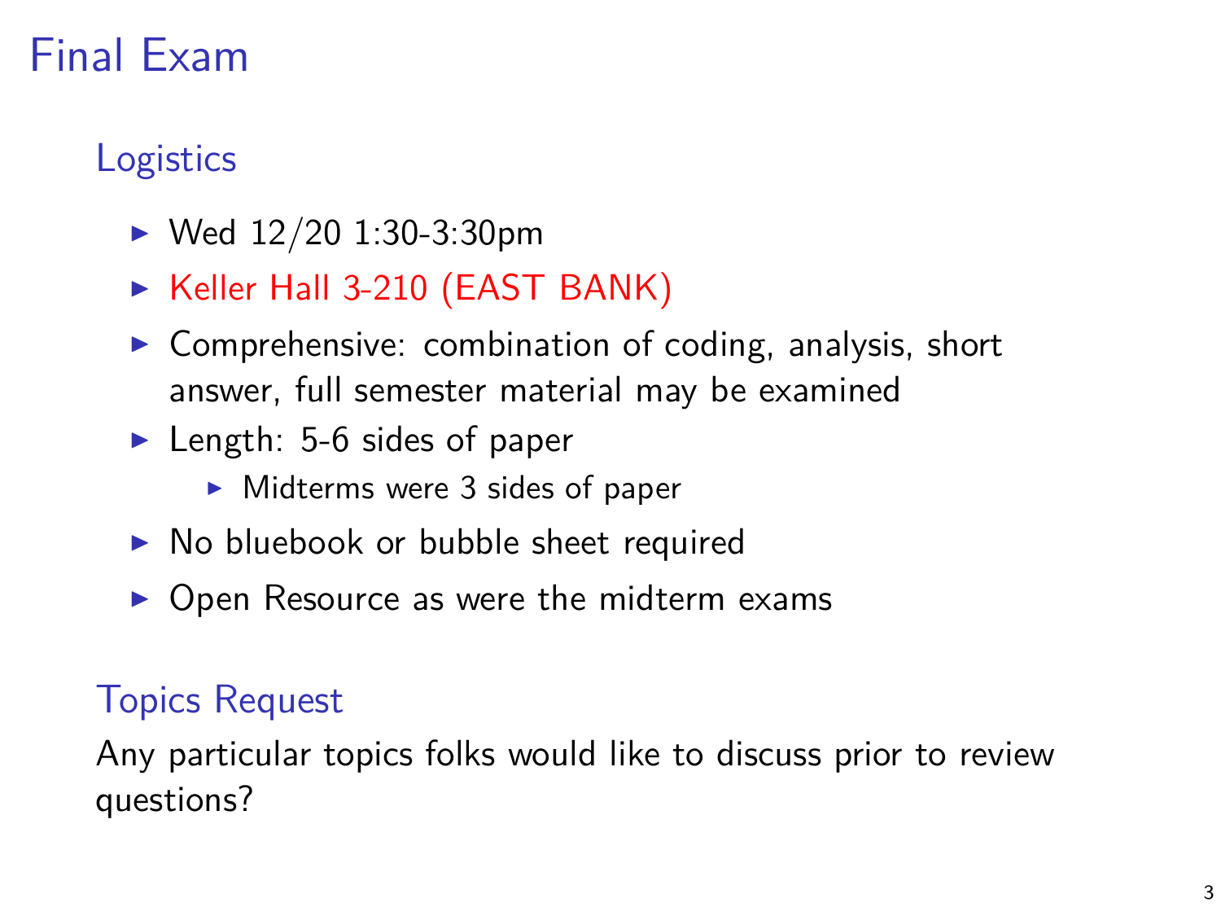# Final Exam

## Logistics

- Wed 12/20 1:30-3:30pm
- Keller Hall 3-210 (EAST BANK)
- Comprehensive: combination of coding, analysis, short answer, full semester material may be examined
- Length: 5-6 sides of paper
  - Midterms were 3 sides of paper
- No bluebook or bubble sheet required
- Open Resource as were the midterm exams

## Topics Request

Any particular topics folks would like to discuss prior to review questions?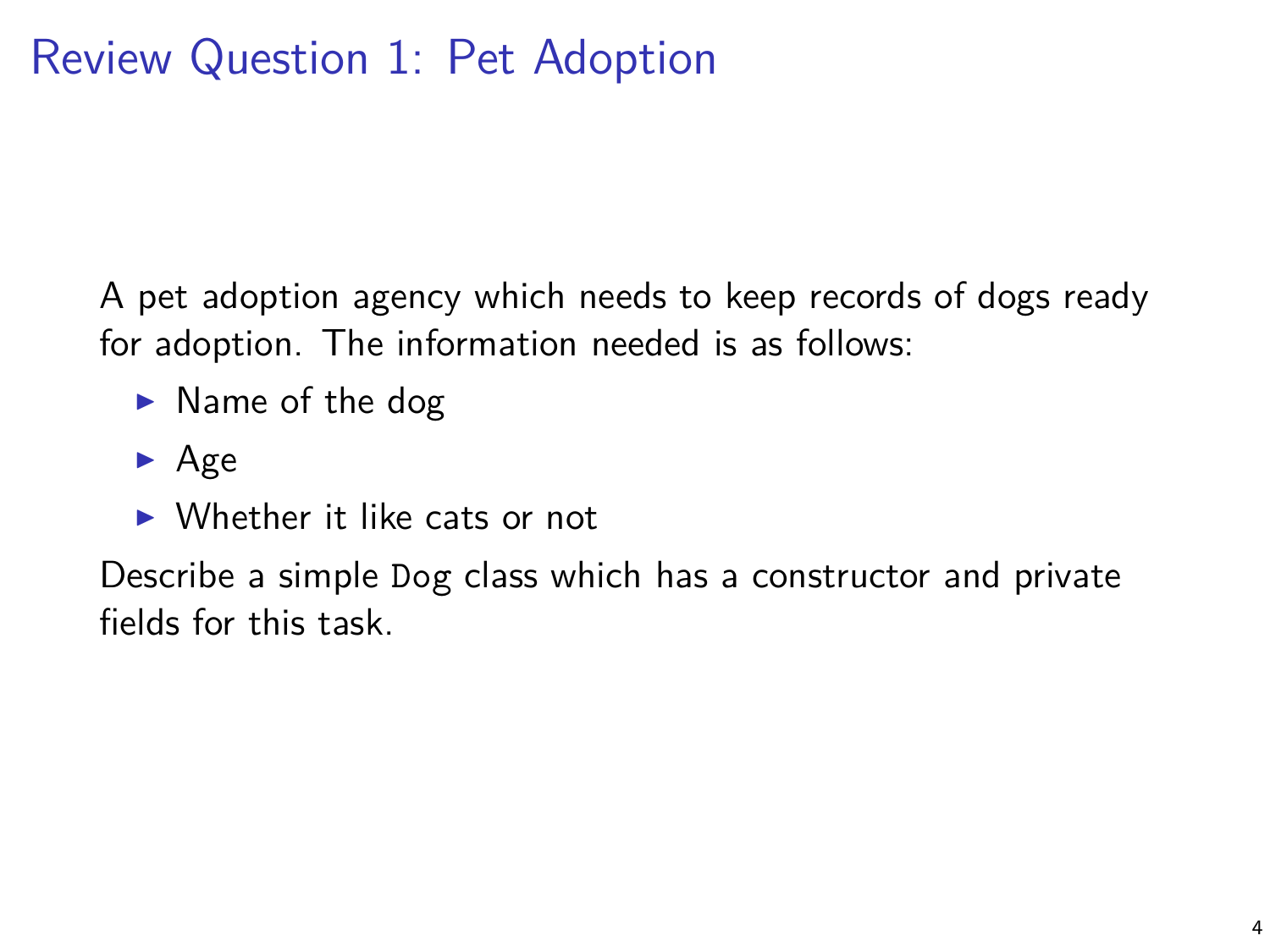# Review Question 1: Pet Adoption

A pet adoption agency which needs to keep records of dogs ready for adoption. The information needed is as follows:

- Name of the dog
- Age
- Whether it like cats or not

Describe a simple `Dog` class which has a constructor and private fields for this task.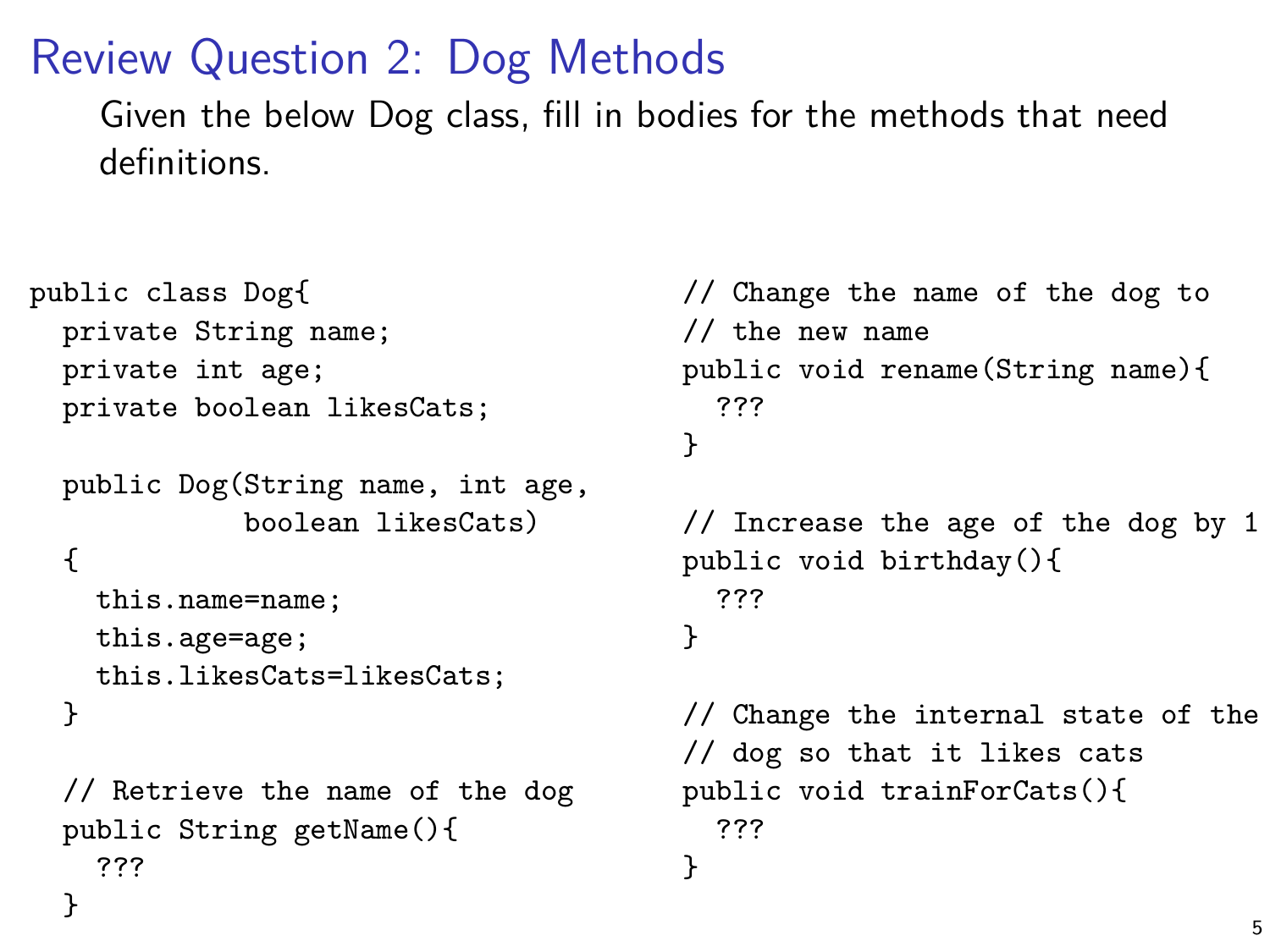# Review Question 2: Dog Methods

Given the below Dog class, fill in bodies for the methods that need definitions.

```
public class Dog{
  private String name;
  private int age;
  private boolean likesCats;

  public Dog(String name, int age,
           boolean likesCats)
  {
    this.name=name;
    this.age=age;
    this.likesCats=likesCats;
  }

  // Retrieve the name of the dog
  public String getName(){
    ???
  }

  // Change the name of the dog to
  // the new name
  public void rename(String name){
    ???
  }

  // Increase the age of the dog by 1
  public void birthday(){
    ???
  }

  // Change the internal state of the
  // dog so that it likes cats
  public void trainForCats(){
    ???
  }
```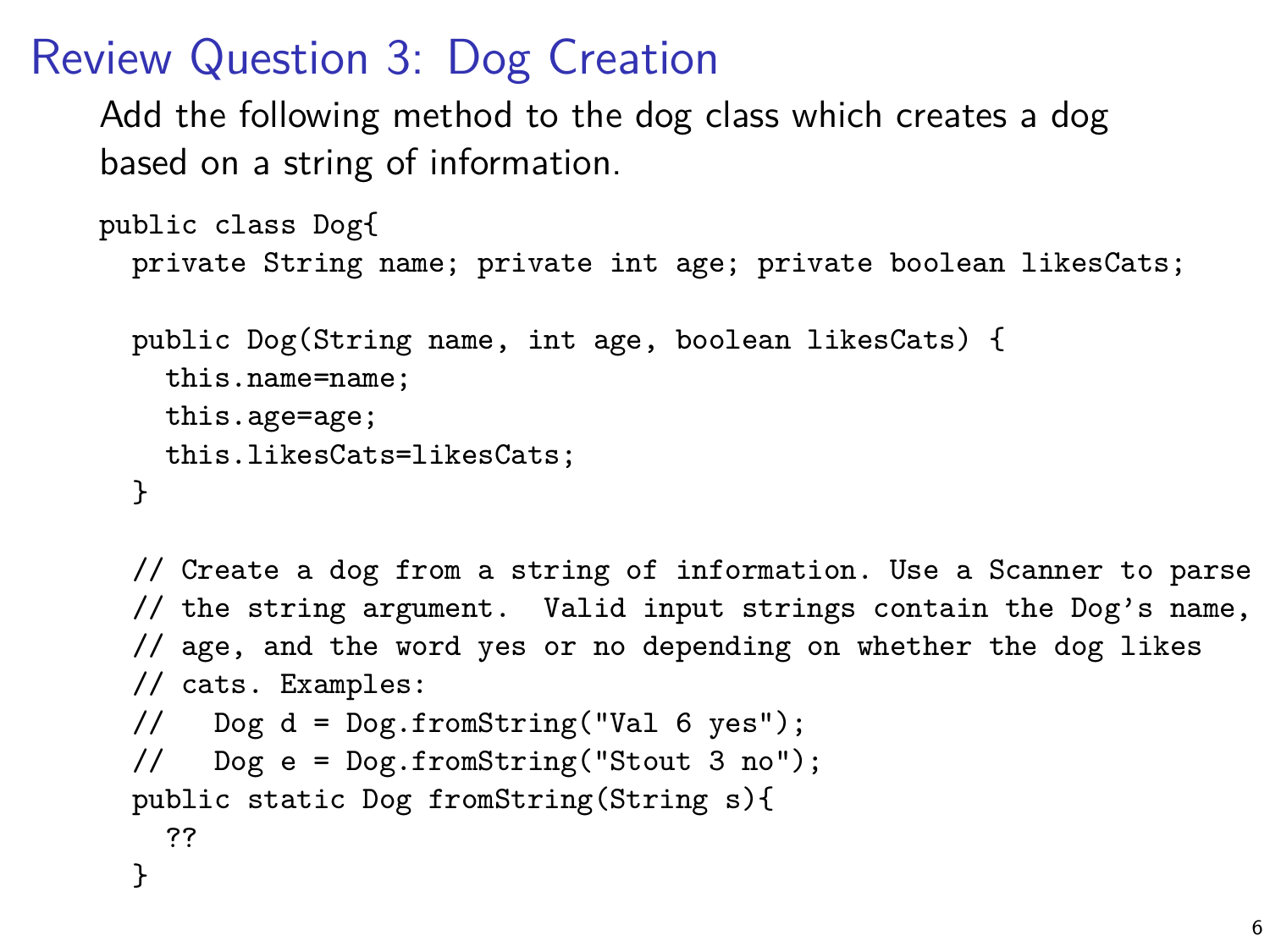# Review Question 3: Dog Creation

Add the following method to the dog class which creates a dog based on a string of information.

```
public class Dog{
  private String name; private int age; private boolean likesCats;

  public Dog(String name, int age, boolean likesCats) {
    this.name=name;
    this.age=age;
    this.likesCats=likesCats;
  }

  // Create a dog from a string of information. Use a Scanner to parse
  // the string argument.  Valid input strings contain the Dog's name,
  // age, and the word yes or no depending on whether the dog likes
  // cats. Examples:
  //   Dog d = Dog.fromString("Val 6 yes");
  //   Dog e = Dog.fromString("Stout 3 no");
  public static Dog fromString(String s){
    ??
  }
```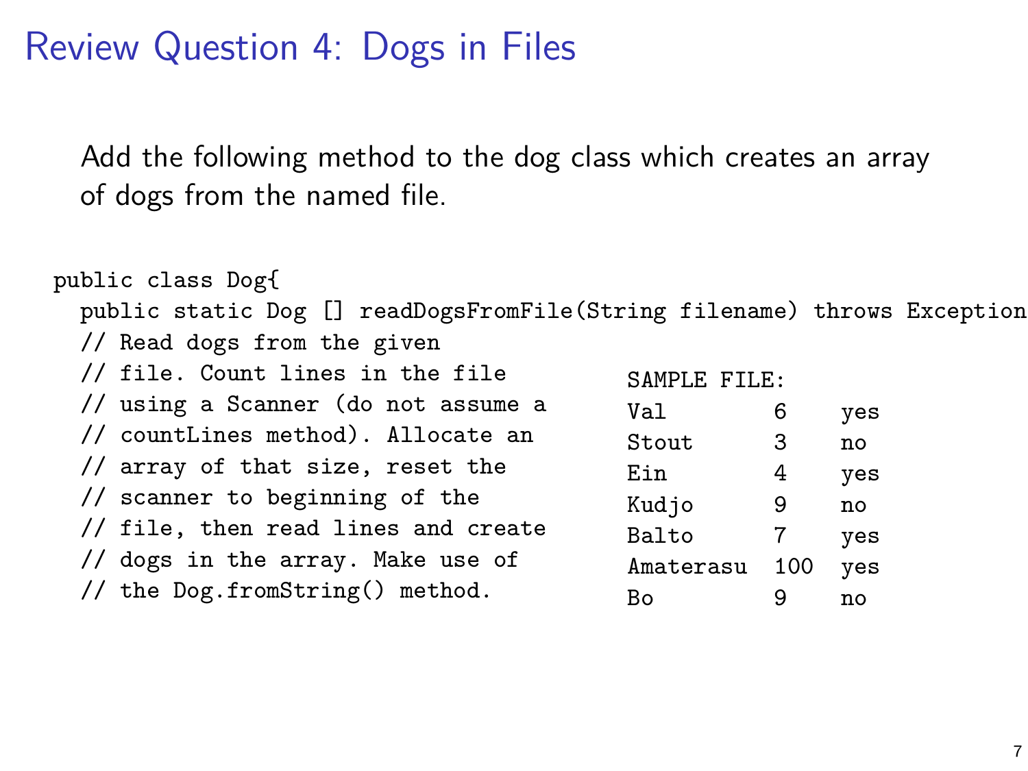# Review Question 4: Dogs in Files

Add the following method to the dog class which creates an array of dogs from the named file.

```
public class Dog{
  public static Dog [] readDogsFromFile(String filename) throws Exception
  // Read dogs from the given
  // file. Count lines in the file
  // using a Scanner (do not assume a
  // countLines method). Allocate an
  // array of that size, reset the
  // scanner to beginning of the
  // file, then read lines and create
  // dogs in the array. Make use of
  // the Dog.fromString() method.
```

```
SAMPLE FILE:
Val        6    yes
Stout      3    no
Ein        4    yes
Kudjo      9    no
Balto      7    yes
Amaterasu  100  yes
Bo         9    no
```